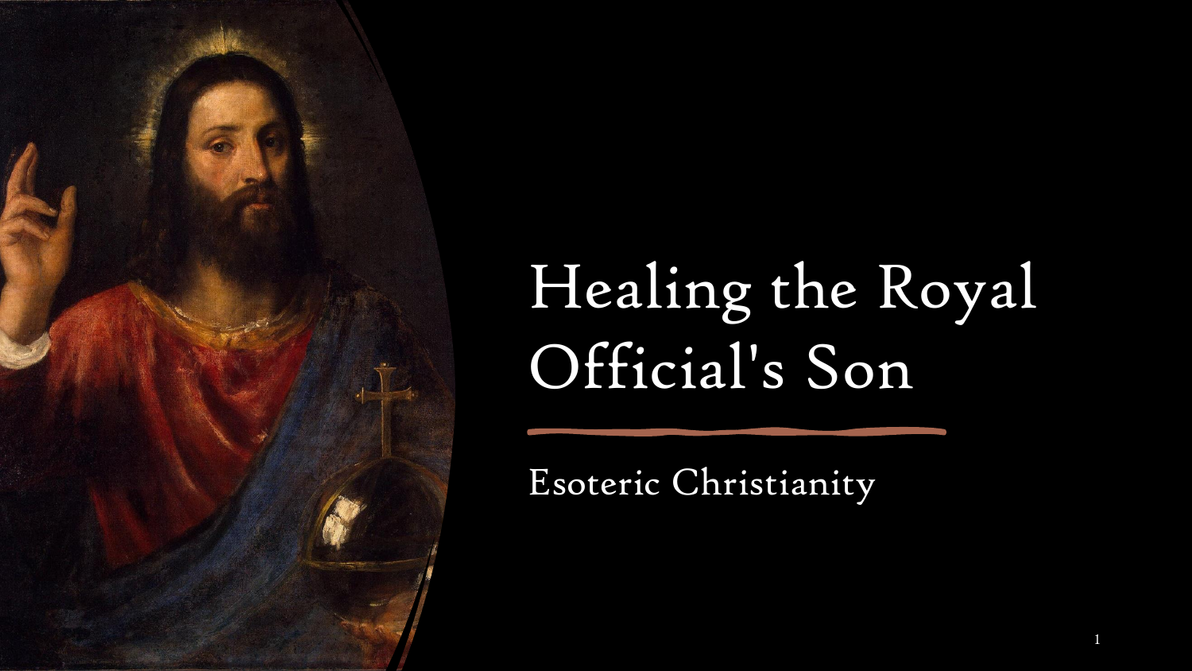# Healing the Royal Official's Son

Esoteric Christianity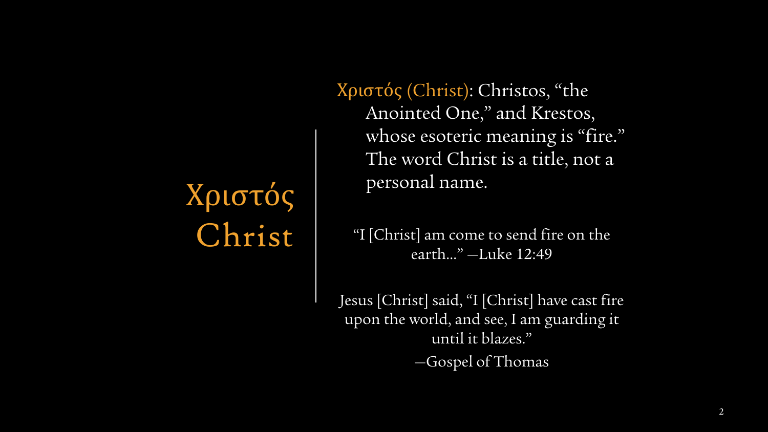# Χριστός
# Christ

Χριστός (Christ): Christos, "the Anointed One," and Krestos, whose esoteric meaning is "fire." The word Christ is a title, not a personal name.

"I [Christ] am come to send fire on the earth..." —Luke 12:49

Jesus [Christ] said, "I [Christ] have cast fire upon the world, and see, I am guarding it until it blazes."

—Gospel of Thomas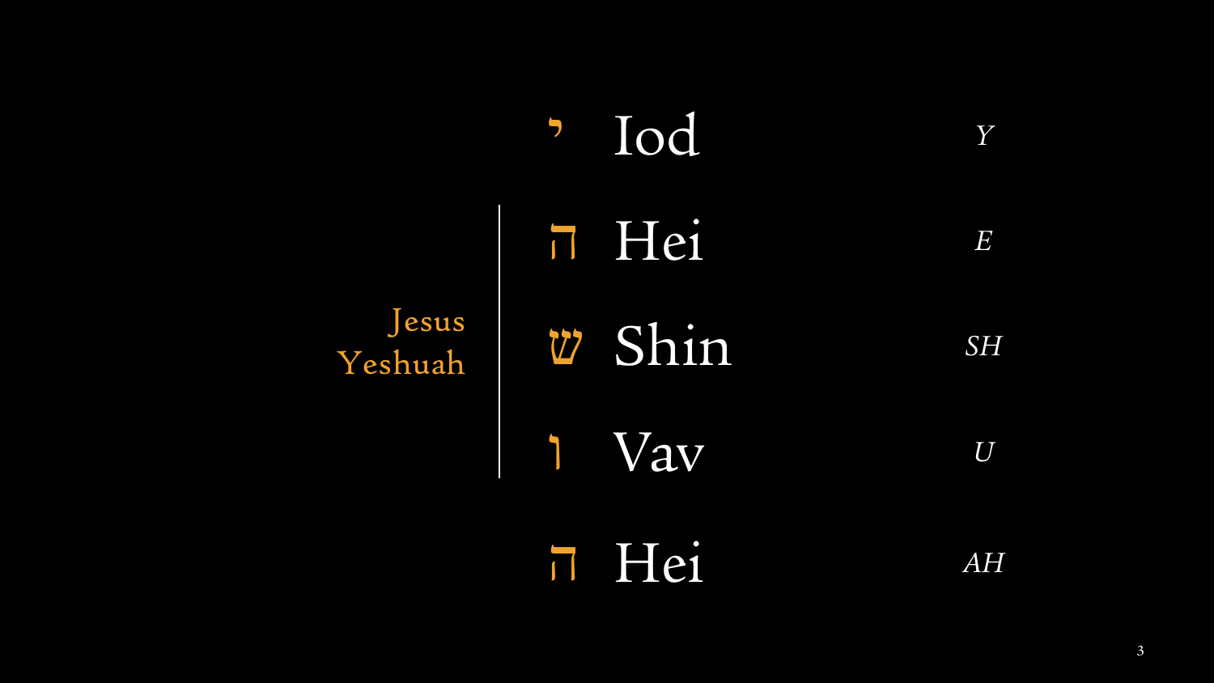| | | | |
|---|---|---|---|
| | י | Iod | *Y* |
| Jesus Yeshuah | ה | Hei | *E* |
| | ש | Shin | *SH* |
| | ו | Vav | *U* |
| | ה | Hei | *AH* |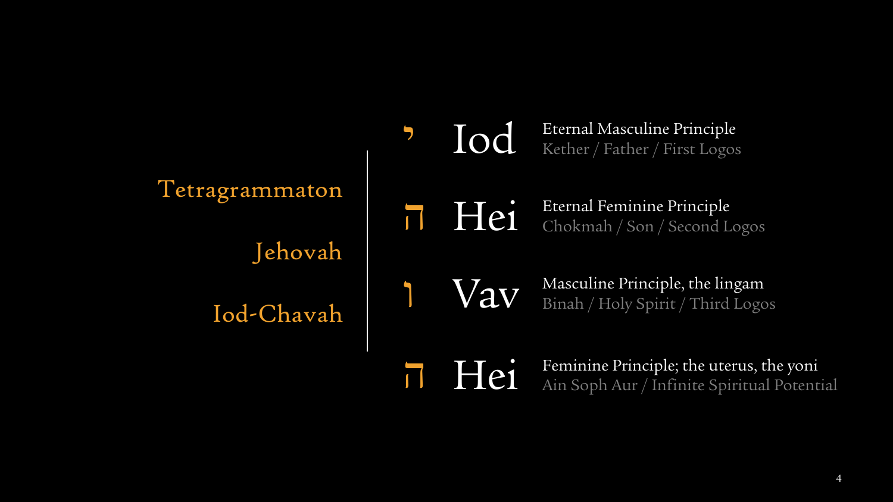Tetragrammaton

Jehovah

Iod-Chavah

| | | |
|---|---|---|
| י | Iod | Eternal Masculine Principle<br>Kether / Father / First Logos |
| ה | Hei | Eternal Feminine Principle<br>Chokmah / Son / Second Logos |
| ו | Vav | Masculine Principle, the lingam<br>Binah / Holy Spirit / Third Logos |
| ה | Hei | Feminine Principle; the uterus, the yoni<br>Ain Soph Aur / Infinite Spiritual Potential |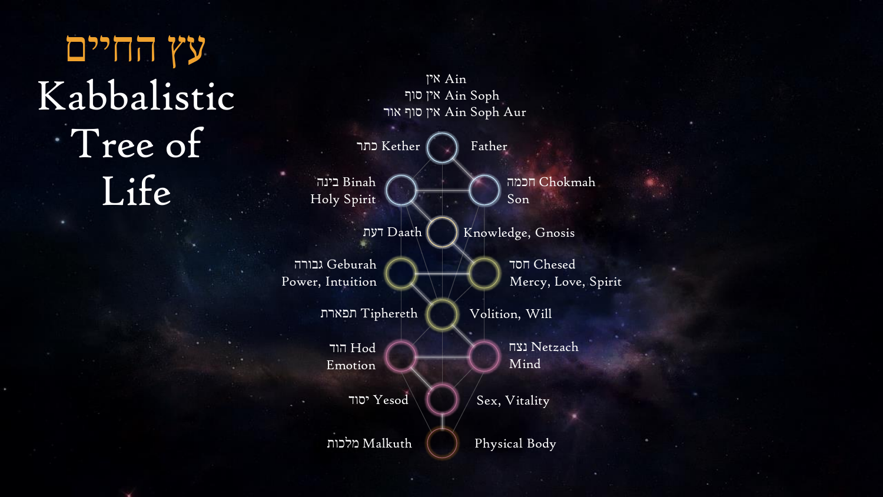# עץ החיים
# Kabbalistic Tree of Life

אין Ain

אין סוף Ain Soph

אין סוף אור Ain Soph Aur

כתר Kether — Father

בינה Binah — Holy Spirit

חכמה Chokmah — Son

דעת Daath — Knowledge, Gnosis

גבורה Geburah — Power, Intuition

חסד Chesed — Mercy, Love, Spirit

תפארת Tiphereth — Volition, Will

הוד Hod — Emotion

נצח Netzach — Mind

יסוד Yesod — Sex, Vitality

מלכות Malkuth — Physical Body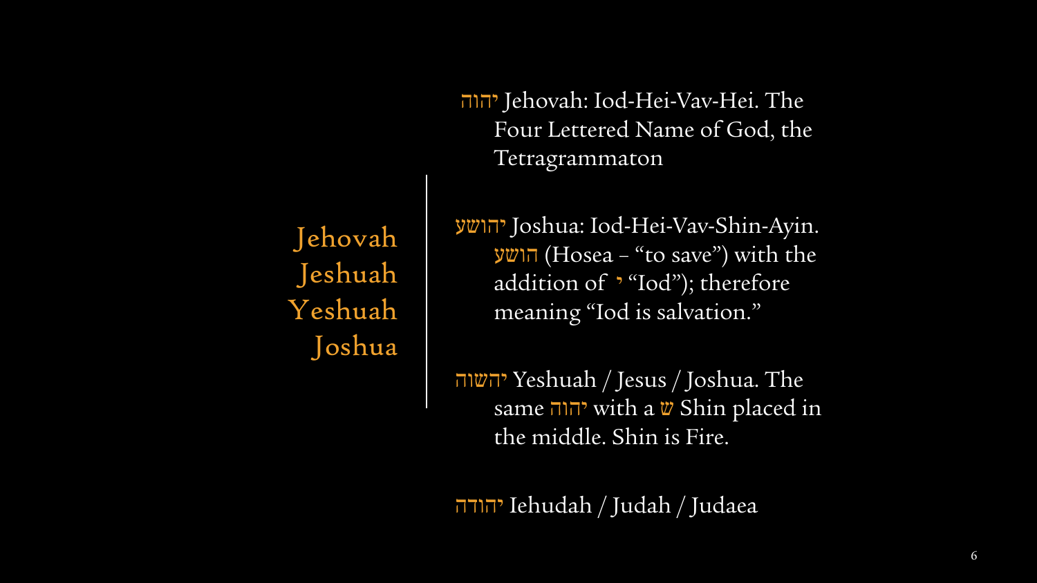Jehovah
Jeshuah
Yeshuah
Joshua

יהוה Jehovah: Iod-Hei-Vav-Hei. The Four Lettered Name of God, the Tetragrammaton

יהושע Joshua: Iod-Hei-Vav-Shin-Ayin. הושע (Hosea – "to save") with the addition of י "Iod"); therefore meaning "Iod is salvation."

יהשוה Yeshuah / Jesus / Joshua. The same יהוה with a ש Shin placed in the middle. Shin is Fire.

יהודה Iehudah / Judah / Judaea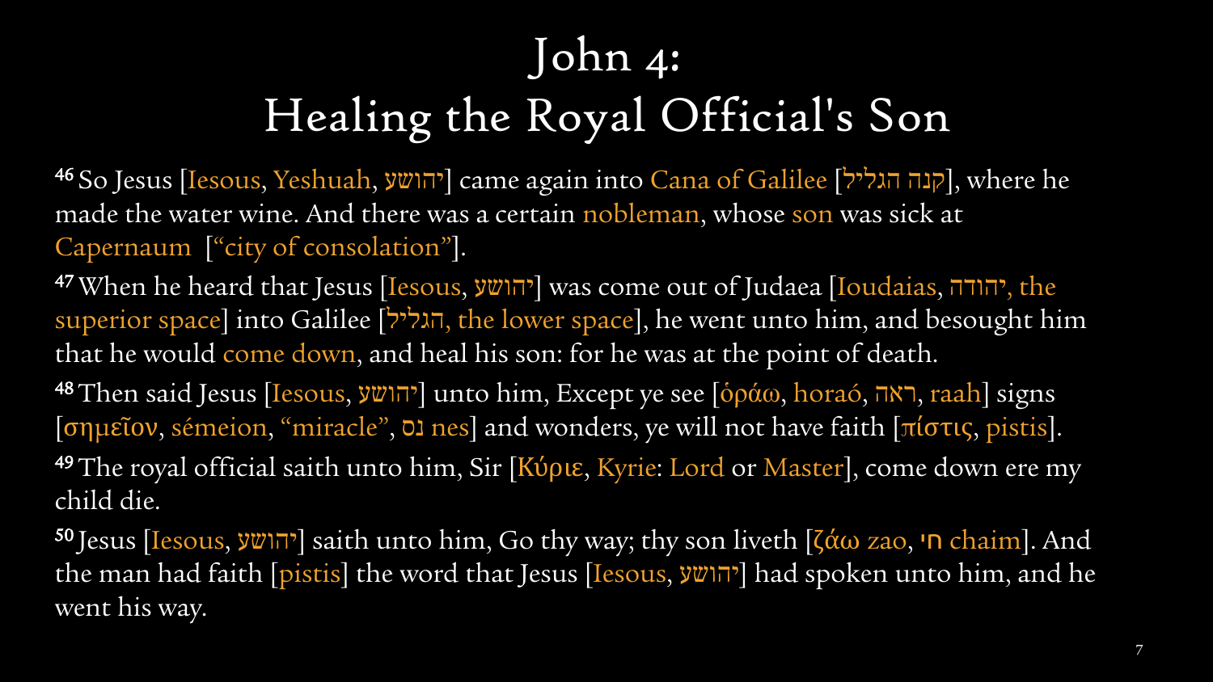# John 4: Healing the Royal Official's Son

[46] So Jesus [Iesous, Yeshuah, יהושע] came again into Cana of Galilee [קנה הגליל], where he made the water wine. And there was a certain nobleman, whose son was sick at Capernaum ["city of consolation"].

[47] When he heard that Jesus [Iesous, יהושע] was come out of Judaea [Ioudaias, יהודה, the superior space] into Galilee [הגליל, the lower space], he went unto him, and besought him that he would come down, and heal his son: for he was at the point of death.

[48] Then said Jesus [Iesous, יהושע] unto him, Except ye see [ὁράω, horaó, ראה, raah] signs [σημεῖον, sémeion, "miracle", נס nes] and wonders, ye will not have faith [πίστις, pistis].

[49] The royal official saith unto him, Sir [Κύριε, Kyrie: Lord or Master], come down ere my child die.

[50] Jesus [Iesous, יהושע] saith unto him, Go thy way; thy son liveth [ζάω zao, חי chaim]. And the man had faith [pistis] the word that Jesus [Iesous, יהושע] had spoken unto him, and he went his way.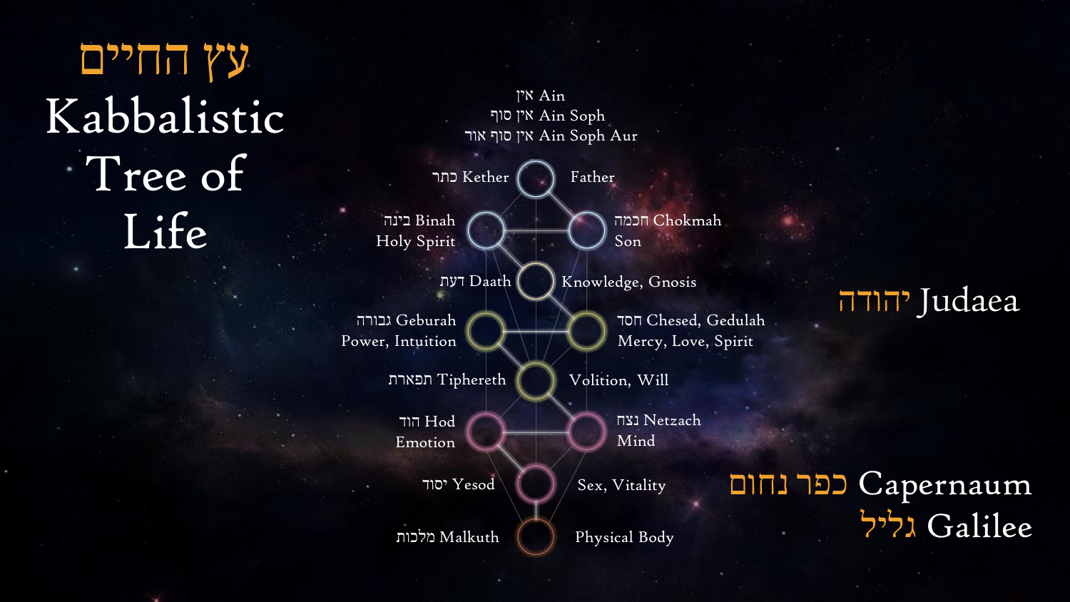# עץ החיים
# Kabbalistic Tree of Life

אין Ain
אין סוף Ain Soph
אין סוף אור Ain Soph Aur

כתר Kether — Father

בינה Binah — Holy Spirit

חכמה Chokmah — Son

דעת Daath — Knowledge, Gnosis

גבורה Geburah — Power, Intuition

חסד Chesed, Gedulah — Mercy, Love, Spirit

תפארת Tiphereth — Volition, Will

הוד Hod — Emotion

נצח Netzach — Mind

יסוד Yesod — Sex, Vitality

מלכות Malkuth — Physical Body

יהודה Judaea

כפר נחום Capernaum
גליל Galilee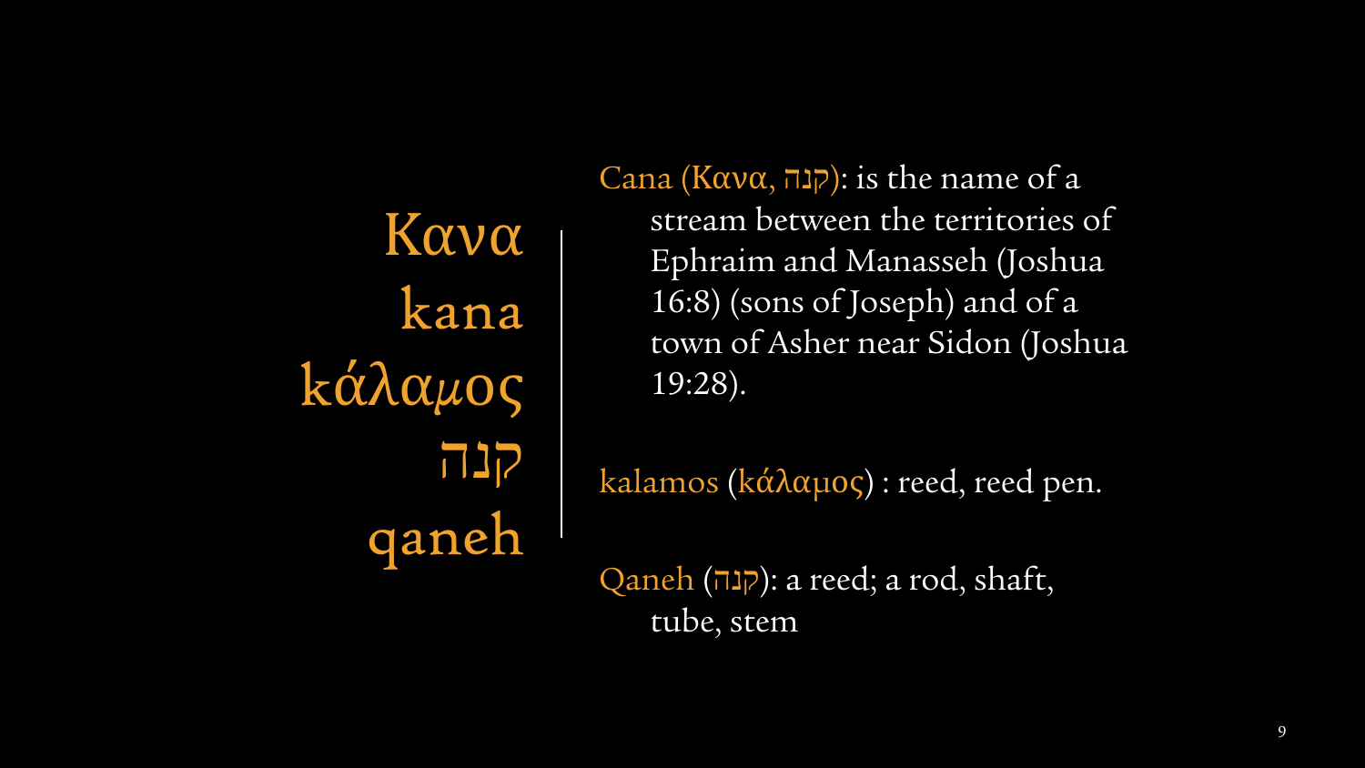Κανα
kana
κάλαμος
קנה
qaneh

Cana (Κανα, קנה): is the name of a stream between the territories of Ephraim and Manasseh (Joshua 16:8) (sons of Joseph) and of a town of Asher near Sidon (Joshua 19:28).

kalamos (κάλαμος) : reed, reed pen.

Qaneh (קנה): a reed; a rod, shaft, tube, stem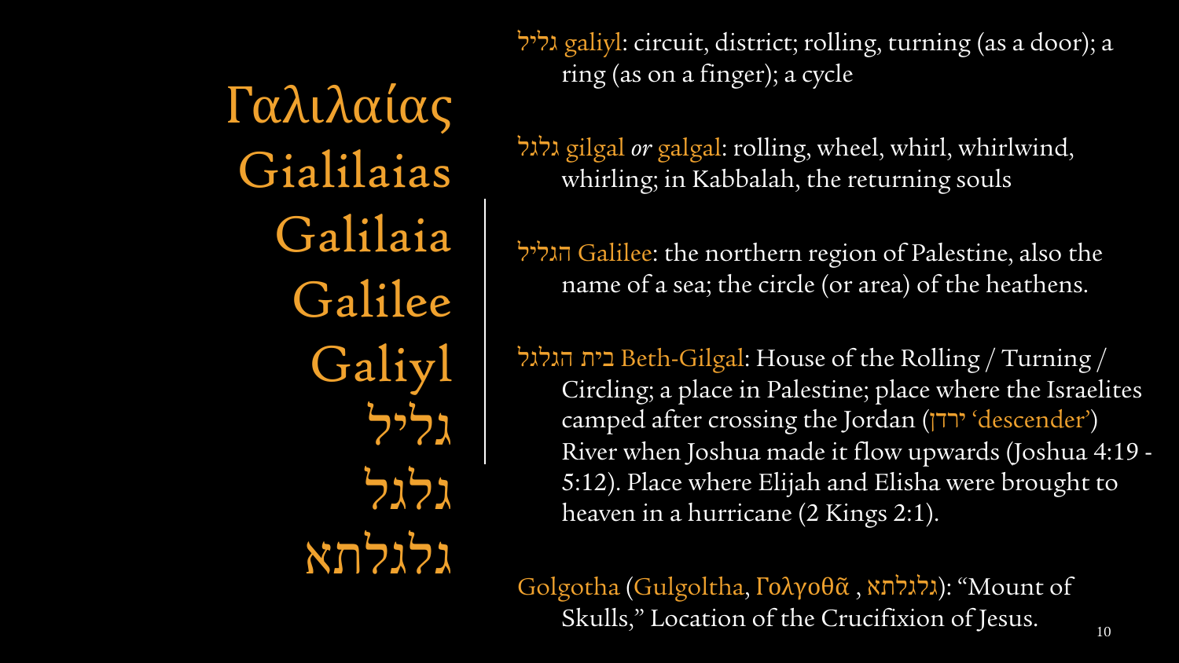Γαλιλαίας
Gialilaias
Galilaia
Galilee
Galiyl
גליל
גלגל
גלגלתא

גליל galiyl: circuit, district; rolling, turning (as a door); a ring (as on a finger); a cycle

גלגל gilgal *or* galgal: rolling, wheel, whirl, whirlwind, whirling; in Kabbalah, the returning souls

הגליל Galilee: the northern region of Palestine, also the name of a sea; the circle (or area) of the heathens.

בית הגלגל Beth-Gilgal: House of the Rolling / Turning / Circling; a place in Palestine; place where the Israelites camped after crossing the Jordan (ירדן 'descender') River when Joshua made it flow upwards (Joshua 4:19 - 5:12). Place where Elijah and Elisha were brought to heaven in a hurricane (2 Kings 2:1).

Golgotha (Gulgoltha, Γολγοθᾶ , גלגלתא): "Mount of Skulls," Location of the Crucifixion of Jesus.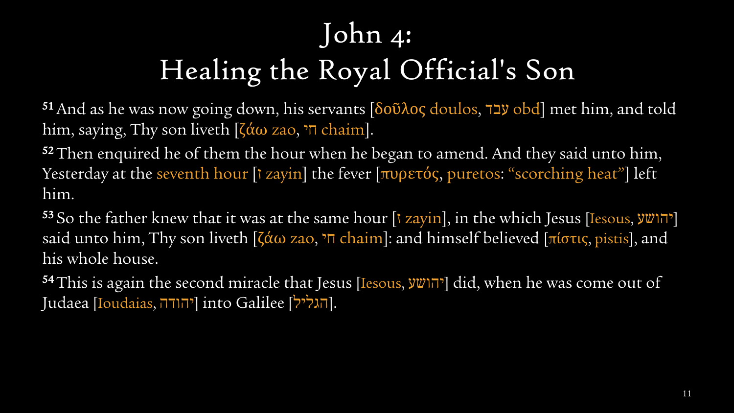# John 4:
# Healing the Royal Official's Son

[51] And as he was now going down, his servants [δοῦλος doulos, עבד obd] met him, and told him, saying, Thy son liveth [ζάω zao, חי chaim].

[52] Then enquired he of them the hour when he began to amend. And they said unto him, Yesterday at the seventh hour [ז zayin] the fever [πυρετός, puretos: "scorching heat"] left him.

[53] So the father knew that it was at the same hour [ז zayin], in the which Jesus [Iesous, יהושע] said unto him, Thy son liveth [ζάω zao, חי chaim]: and himself believed [πίστις, pistis], and his whole house.

[54] This is again the second miracle that Jesus [Iesous, יהושע] did, when he was come out of Judaea [Ioudaias, יהודה] into Galilee [הגליל].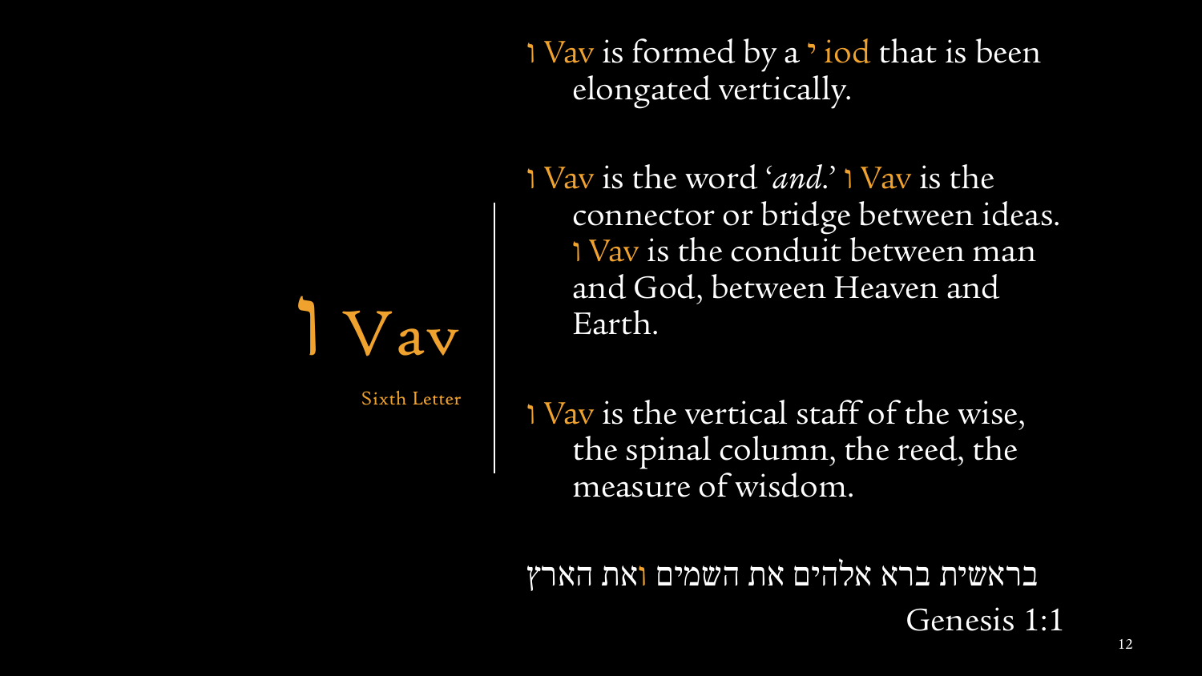# ו Vav

Sixth Letter

ו Vav is formed by a י iod that is been elongated vertically.

ו Vav is the word '*and*.' ו Vav is the connector or bridge between ideas. ו Vav is the conduit between man and God, between Heaven and Earth.

ו Vav is the vertical staff of the wise, the spinal column, the reed, the measure of wisdom.

בראשית ברא אלהים את השמים ואת הארץ

Genesis 1:1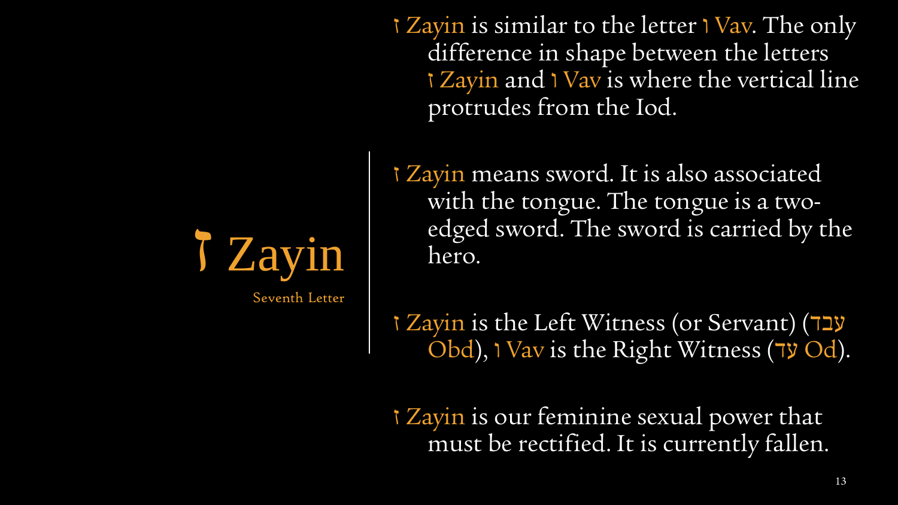# ז Zayin

Seventh Letter

ז Zayin is similar to the letter ו Vav. The only difference in shape between the letters ז Zayin and ו Vav is where the vertical line protrudes from the Iod.

ז Zayin means sword. It is also associated with the tongue. The tongue is a two-edged sword. The sword is carried by the hero.

ז Zayin is the Left Witness (or Servant) (עבד Obd), ו Vav is the Right Witness (עד Od).

ז Zayin is our feminine sexual power that must be rectified. It is currently fallen.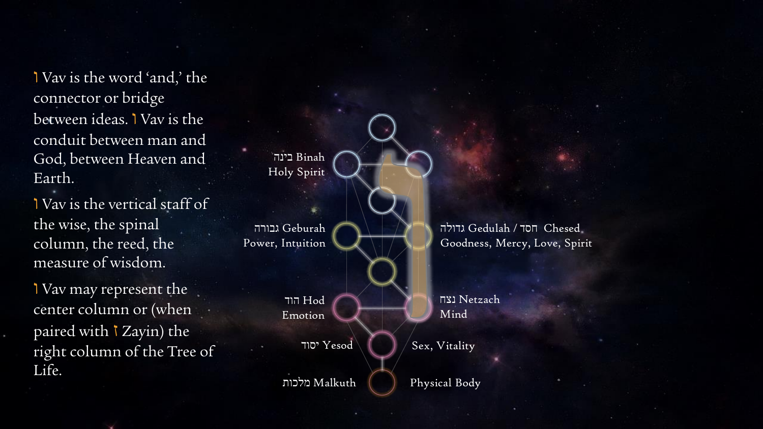ו Vav is the word 'and,' the connector or bridge between ideas. ו Vav is the conduit between man and God, between Heaven and Earth.

ו Vav is the vertical staff of the wise, the spinal column, the reed, the measure of wisdom.

ו Vav may represent the center column or (when paired with ז Zayin) the right column of the Tree of Life.

בינה Binah
Holy Spirit

גבורה Geburah
Power, Intuition

גדולה Gedulah / חסד Chesed
Goodness, Mercy, Love, Spirit

הוד Hod
Emotion

נצח Netzach
Mind

יסוד Yesod

Sex, Vitality

מלכות Malkuth

Physical Body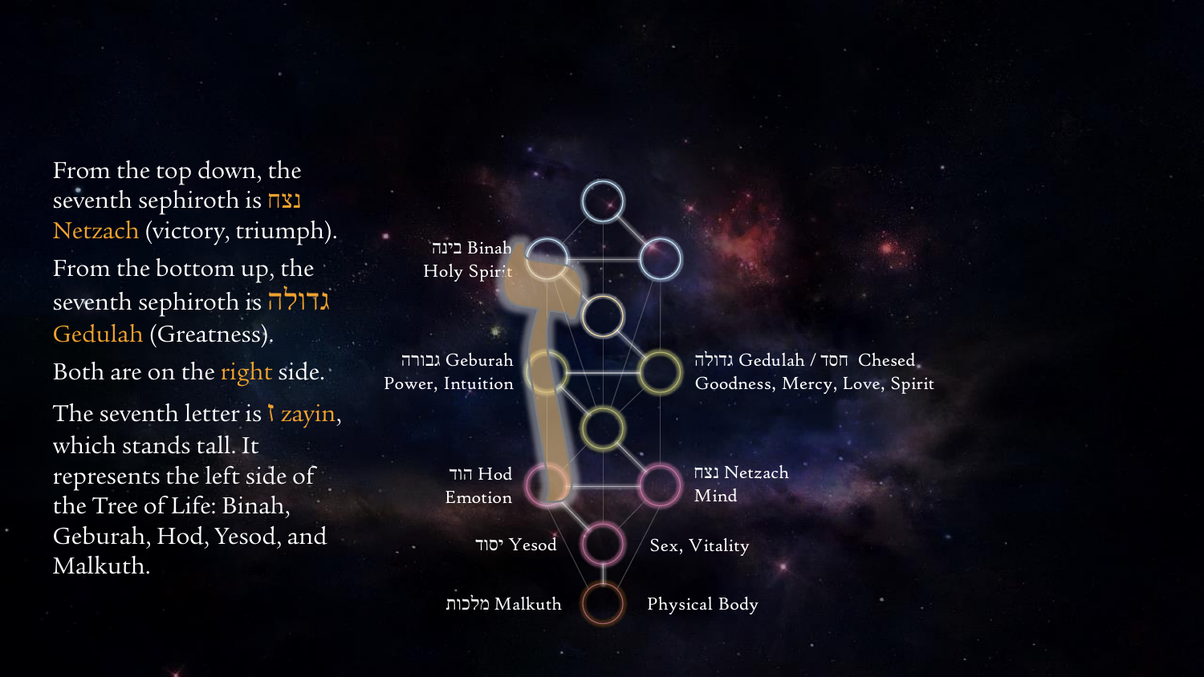From the top down, the seventh sephiroth is נצח Netzach (victory, triumph).

From the bottom up, the seventh sephiroth is גדולה Gedulah (Greatness).

Both are on the right side.

The seventh letter is ז zayin, which stands tall. It represents the left side of the Tree of Life: Binah, Geburah, Hod, Yesod, and Malkuth.

בינה Binah
Holy Spirit

גבורה Geburah
Power, Intuition

גדולה Gedulah / חסד Chesed
Goodness, Mercy, Love, Spirit

הוד Hod
Emotion

נצח Netzach
Mind

יסוד Yesod

Sex, Vitality

מלכות Malkuth

Physical Body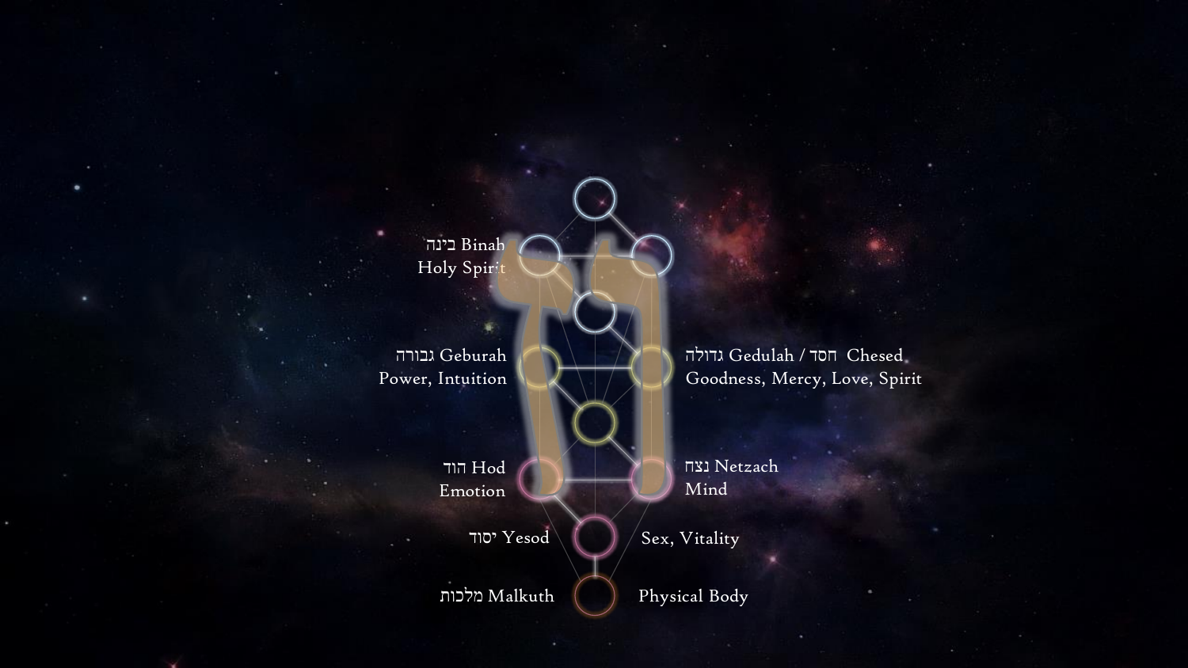בינה Binah
Holy Spirit

גבורה Geburah
Power, Intuition

גדולה Gedulah / חסד Chesed
Goodness, Mercy, Love, Spirit

הוד Hod
Emotion

נצח Netzach
Mind

יסוד Yesod

Sex, Vitality

מלכות Malkuth

Physical Body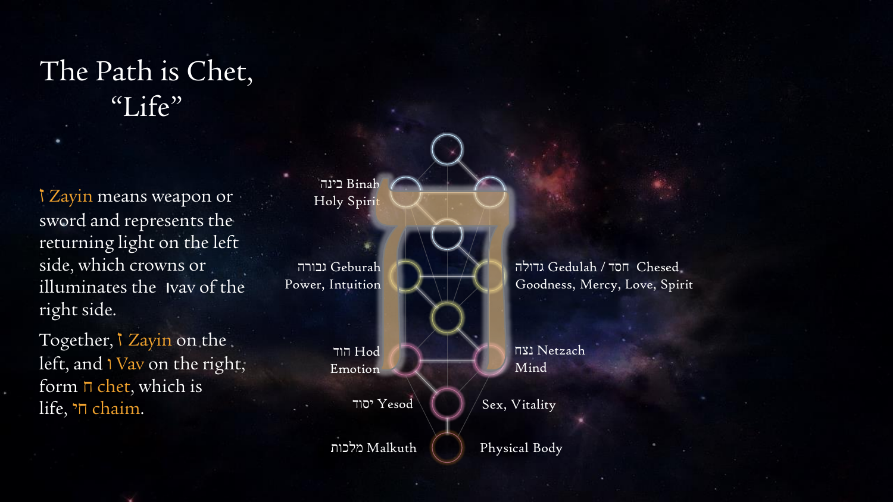# The Path is Chet, "Life"

ז Zayin means weapon or sword and represents the returning light on the left side, which crowns or illuminates the ו vav of the right side.

Together, ז Zayin on the left, and ו Vav on the right, form ח chet, which is life, חי chaim.

בינה Binah
Holy Spirit

גבורה Geburah
Power, Intuition

גדולה Gedulah / חסד Chesed
Goodness, Mercy, Love, Spirit

הוד Hod
Emotion

נצח Netzach
Mind

יסוד Yesod

Sex, Vitality

מלכות Malkuth

Physical Body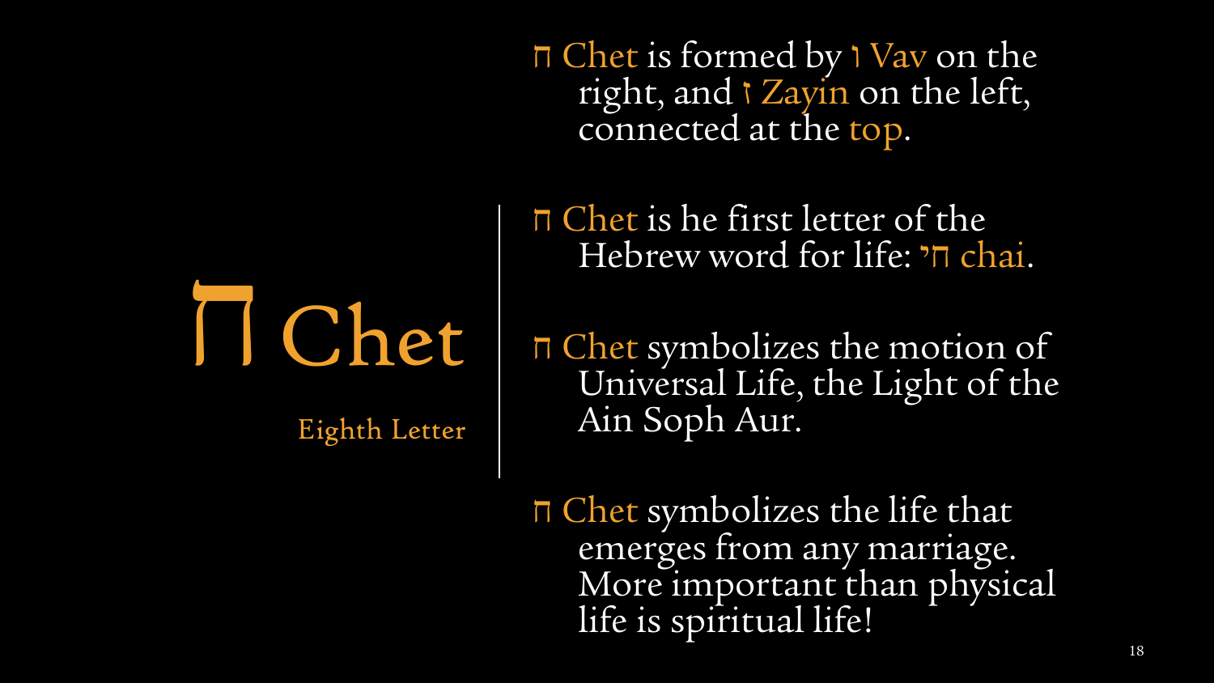# ח Chet

Eighth Letter

ח Chet is formed by ו Vav on the right, and ז Zayin on the left, connected at the top.

ח Chet is he first letter of the Hebrew word for life: חי chai.

ח Chet symbolizes the motion of Universal Life, the Light of the Ain Soph Aur.

ח Chet symbolizes the life that emerges from any marriage. More important than physical life is spiritual life!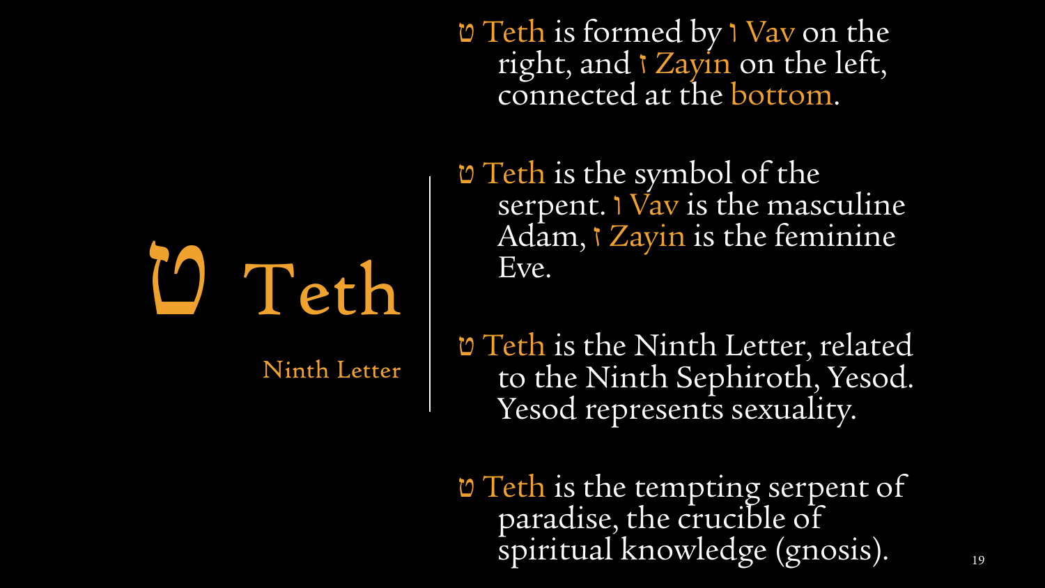# ט Teth

Ninth Letter

ט Teth is formed by ו Vav on the right, and ז Zayin on the left, connected at the bottom.

ט Teth is the symbol of the serpent. ו Vav is the masculine Adam, ז Zayin is the feminine Eve.

ט Teth is the Ninth Letter, related to the Ninth Sephiroth, Yesod. Yesod represents sexuality.

ט Teth is the tempting serpent of paradise, the crucible of spiritual knowledge (gnosis).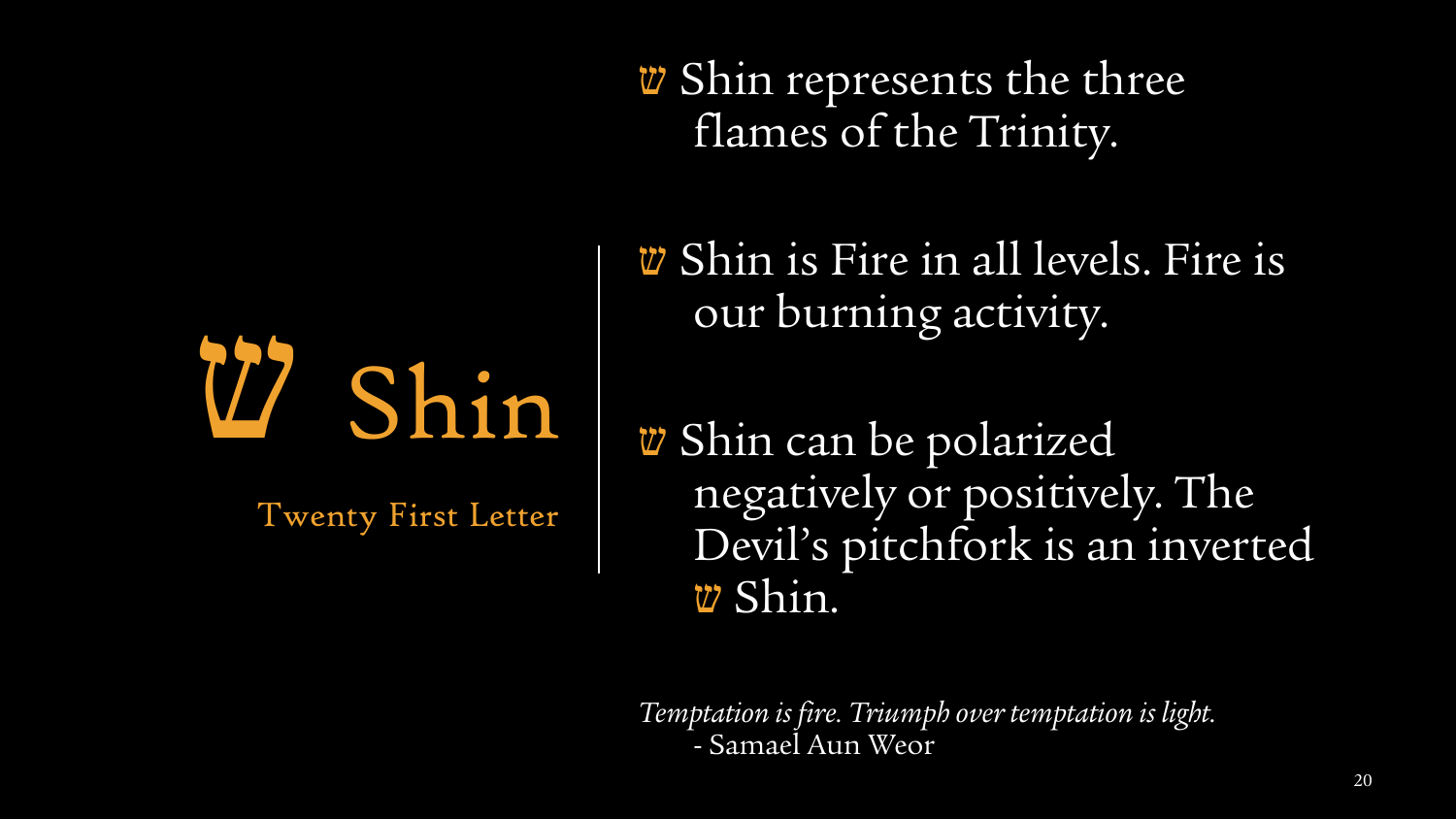# ש Shin

Twenty First Letter

- ש Shin represents the three flames of the Trinity.

- ש Shin is Fire in all levels. Fire is our burning activity.

- ש Shin can be polarized negatively or positively. The Devil's pitchfork is an inverted ש Shin.

*Temptation is fire. Triumph over temptation is light.*
- Samael Aun Weor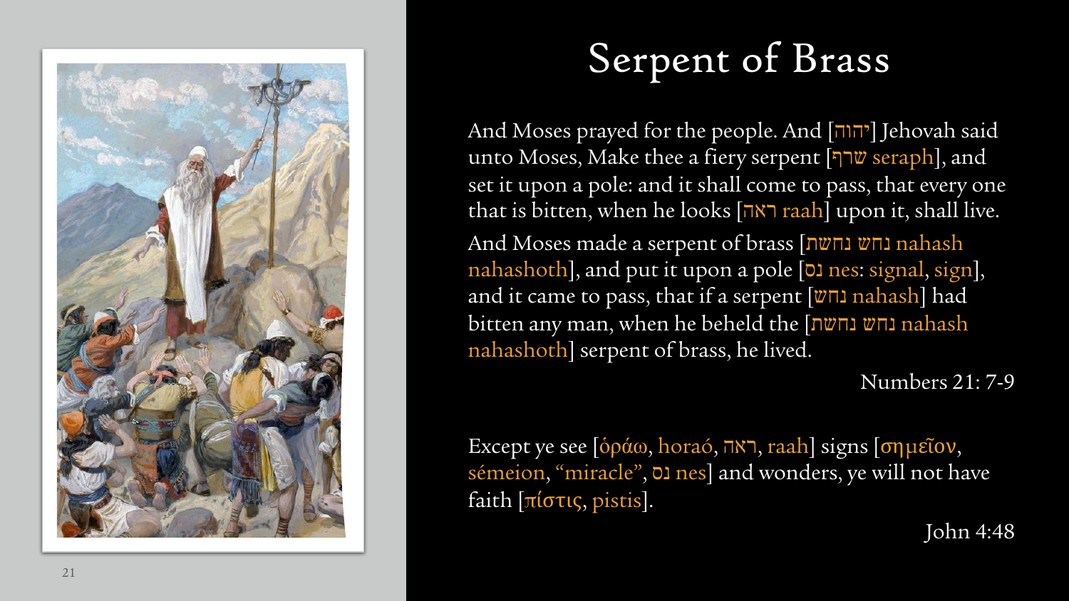# Serpent of Brass

And Moses prayed for the people. And [יהוה] Jehovah said unto Moses, Make thee a fiery serpent [שׂרף seraph], and set it upon a pole: and it shall come to pass, that every one that is bitten, when he looks [ראה raah] upon it, shall live. And Moses made a serpent of brass [נחש נחשת nahash nahashoth], and put it upon a pole [נס nes: signal, sign], and it came to pass, that if a serpent [נחש nahash] had bitten any man, when he beheld the [נחש נחשת nahash nahashoth] serpent of brass, he lived.

Numbers 21: 7-9

Except ye see [ὁράω, horaó, ראה, raah] signs [σημεῖον, sémeion, "miracle", נס nes] and wonders, ye will not have faith [πίστις, pistis].

John 4:48